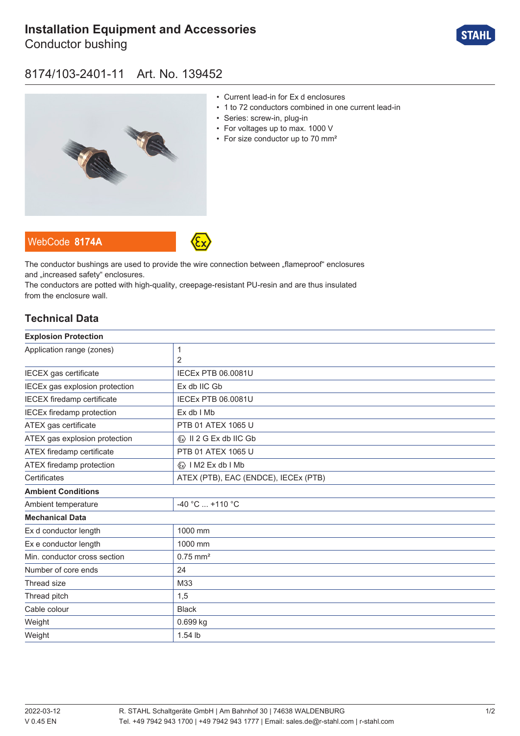# Installation Equipment and Accessories

Conductor bushing

## 8174/103-2401-11 Art. No. 139452

- Current lead-in for Ex d enclosures
- 1 to 72 conductors combined in one current lead-in
- Series: screw-in, plug-in
- For voltages up to max. 1000 V
- For size conductor up to 70 mm²

WebCode **8174A**

The conductor bushings are used to provide the wire connection between „flameproof“ enclosures and „increased safety“ enclosures.
The conductors are potted with high-quality, creepage-resistant PU-resin and are thus insulated from the enclosure wall.

## Technical Data

| | |
|---|---|
| **Explosion Protection** | |
| Application range (zones) | 1<br>2 |
| IECEX gas certificate | IECEx PTB 06.0081U |
| IECEx gas explosion protection | Ex db IIC Gb |
| IECEX firedamp certificate | IECEx PTB 06.0081U |
| IECEx firedamp protection | Ex db I Mb |
| ATEX gas certificate | PTB 01 ATEX 1065 U |
| ATEX gas explosion protection | Ⓔx II 2 G Ex db IIC Gb |
| ATEX firedamp certificate | PTB 01 ATEX 1065 U |
| ATEX firedamp protection | Ⓔx I M2 Ex db I Mb |
| Certificates | ATEX (PTB), EAC (ENDCE), IECEx (PTB) |
| **Ambient Conditions** | |
| Ambient temperature | -40 °C ... +110 °C |
| **Mechanical Data** | |
| Ex d conductor length | 1000 mm |
| Ex e conductor length | 1000 mm |
| Min. conductor cross section | 0.75 mm² |
| Number of core ends | 24 |
| Thread size | M33 |
| Thread pitch | 1,5 |
| Cable colour | Black |
| Weight | 0.699 kg |
| Weight | 1.54 lb |

2022-03-12
V 0.45 EN

R. STAHL Schaltgeräte GmbH | Am Bahnhof 30 | 74638 WALDENBURG
Tel. +49 7942 943 1700 | +49 7942 943 1777 | Email: sales.de@r-stahl.com | r-stahl.com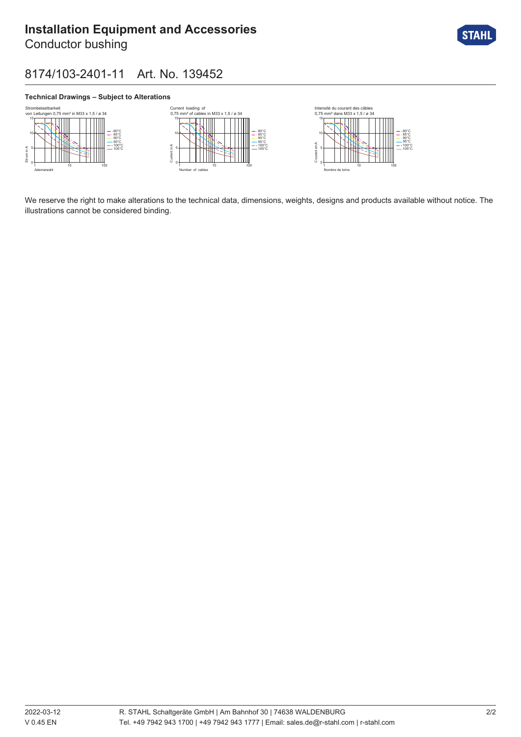# Installation Equipment and Accessories

Conductor bushing

## 8174/103-2401-11 Art. No. 139452

**Technical Drawings – Subject to Alterations**

Strombelastbarkeit
von Leitungen 0,75 mm² in M33 x 1,5 / ø 34
15
10
5
0
Strom in A
1
10
100
Aderanzahl
80°C
85°C
90°C
95°C
100°C
105°C

Current loading of
0,75 mm² of cables in M33 x 1,5 / ø 34
15
10
5
0
Current in A
1
10
100
Number of cables
80°C
85°C
90°C
95°C
100°C
105°C

Intensité du courant des câbles
0,75 mm² dans M33 x 1,5 / ø 34
15
10
5
0
Courant en A
1
10
100
Nombre de brins
80°C
85°C
90°C
95°C
100°C
105°C

We reserve the right to make alterations to the technical data, dimensions, weights, designs and products available without notice. The illustrations cannot be considered binding.